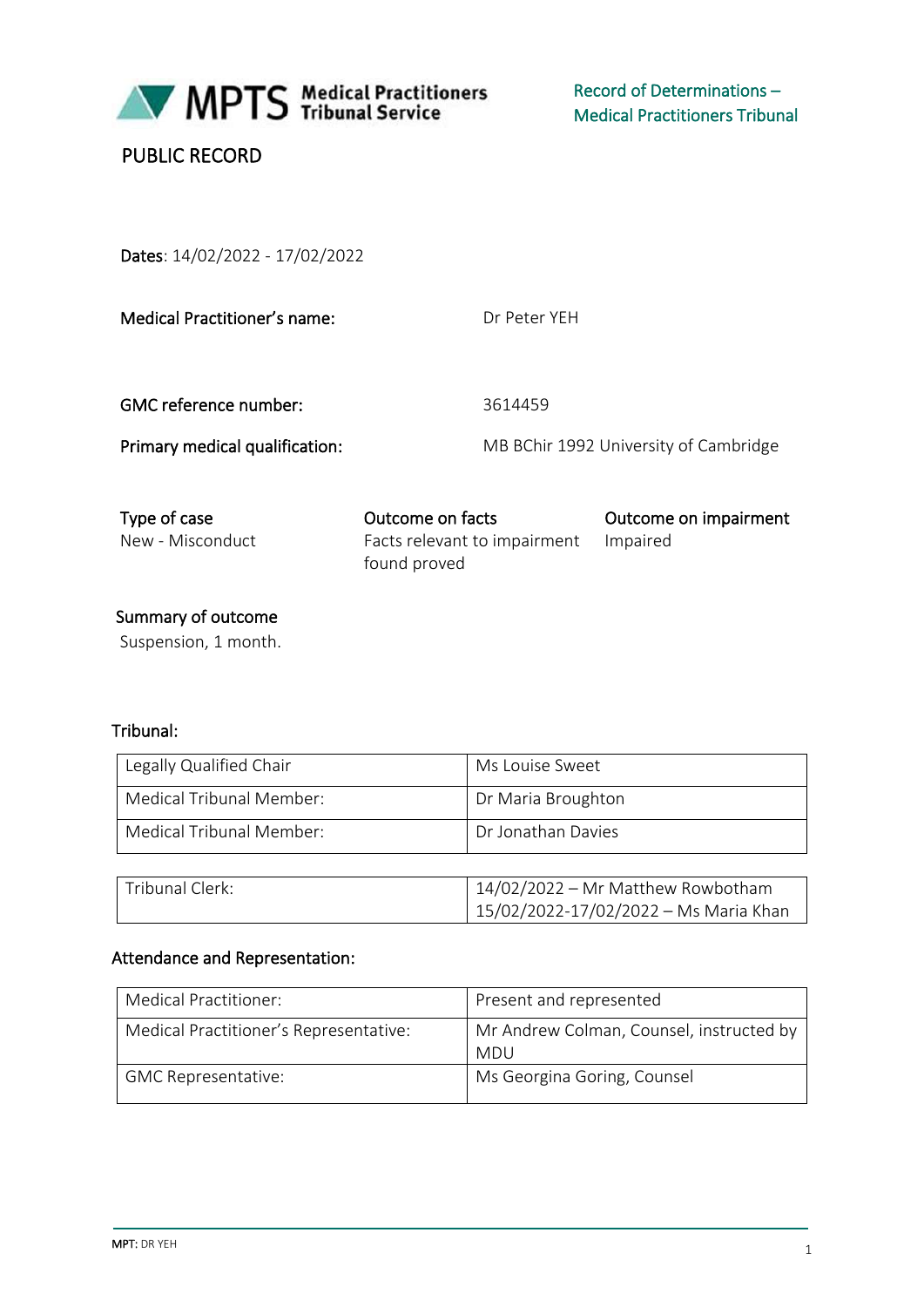MPTS Medical Practitioners Tribunal Service

Record of Determinations – Medical Practitioners Tribunal

PUBLIC RECORD

**Dates**: 14/02/2022 - 17/02/2022

| | |
|---|---|
| **Medical Practitioner's name:** | Dr Peter YEH |
| **GMC reference number:** | 3614459 |
| **Primary medical qualification:** | MB BChir 1992 University of Cambridge |

| Type of case | Outcome on facts | Outcome on impairment |
|---|---|---|
| New - Misconduct | Facts relevant to impairment found proved | Impaired |

**Summary of outcome**

Suspension, 1 month.

**Tribunal:**

| | |
|---|---|
| Legally Qualified Chair | Ms Louise Sweet |
| Medical Tribunal Member: | Dr Maria Broughton |
| Medical Tribunal Member: | Dr Jonathan Davies |

| | |
|---|---|
| Tribunal Clerk: | 14/02/2022 – Mr Matthew Rowbotham<br>15/02/2022-17/02/2022 – Ms Maria Khan |

**Attendance and Representation:**

| | |
|---|---|
| Medical Practitioner: | Present and represented |
| Medical Practitioner's Representative: | Mr Andrew Colman, Counsel, instructed by MDU |
| GMC Representative: | Ms Georgina Goring, Counsel |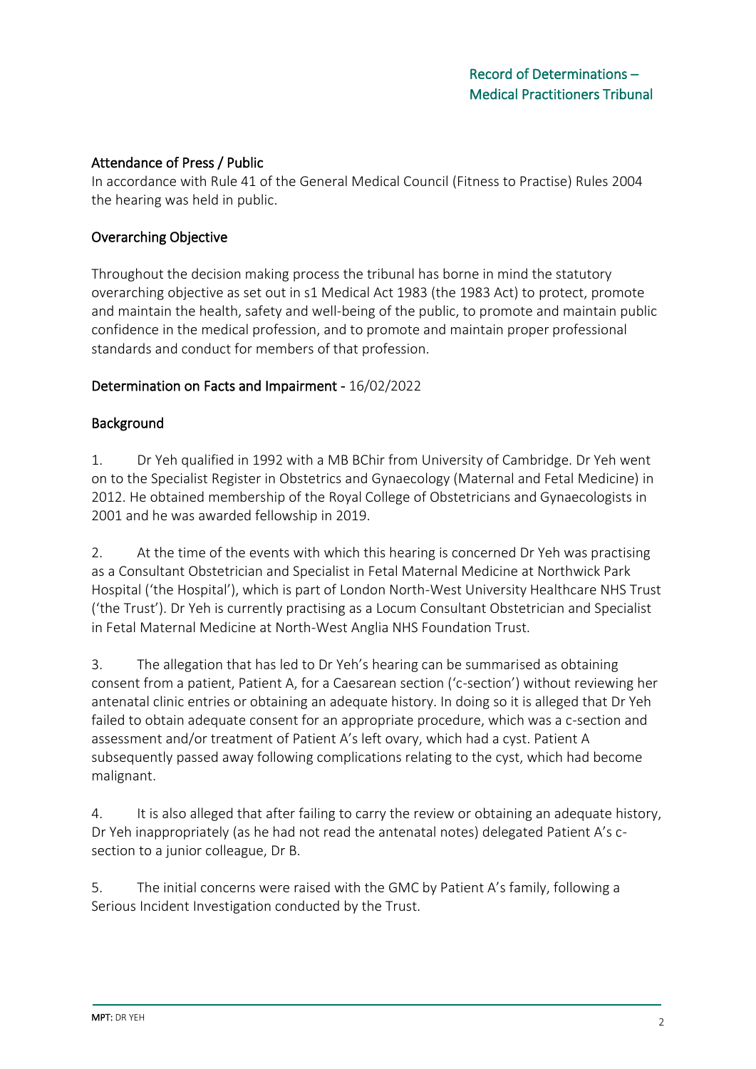## Attendance of Press / Public

In accordance with Rule 41 of the General Medical Council (Fitness to Practise) Rules 2004 the hearing was held in public.

## Overarching Objective

Throughout the decision making process the tribunal has borne in mind the statutory overarching objective as set out in s1 Medical Act 1983 (the 1983 Act) to protect, promote and maintain the health, safety and well-being of the public, to promote and maintain public confidence in the medical profession, and to promote and maintain proper professional standards and conduct for members of that profession.

## Determination on Facts and Impairment - 16/02/2022

## Background

1. Dr Yeh qualified in 1992 with a MB BChir from University of Cambridge. Dr Yeh went on to the Specialist Register in Obstetrics and Gynaecology (Maternal and Fetal Medicine) in 2012. He obtained membership of the Royal College of Obstetricians and Gynaecologists in 2001 and he was awarded fellowship in 2019.

2. At the time of the events with which this hearing is concerned Dr Yeh was practising as a Consultant Obstetrician and Specialist in Fetal Maternal Medicine at Northwick Park Hospital ('the Hospital'), which is part of London North-West University Healthcare NHS Trust ('the Trust'). Dr Yeh is currently practising as a Locum Consultant Obstetrician and Specialist in Fetal Maternal Medicine at North-West Anglia NHS Foundation Trust.

3. The allegation that has led to Dr Yeh's hearing can be summarised as obtaining consent from a patient, Patient A, for a Caesarean section ('c-section') without reviewing her antenatal clinic entries or obtaining an adequate history. In doing so it is alleged that Dr Yeh failed to obtain adequate consent for an appropriate procedure, which was a c-section and assessment and/or treatment of Patient A's left ovary, which had a cyst. Patient A subsequently passed away following complications relating to the cyst, which had become malignant.

4. It is also alleged that after failing to carry the review or obtaining an adequate history, Dr Yeh inappropriately (as he had not read the antenatal notes) delegated Patient A's c-section to a junior colleague, Dr B.

5. The initial concerns were raised with the GMC by Patient A's family, following a Serious Incident Investigation conducted by the Trust.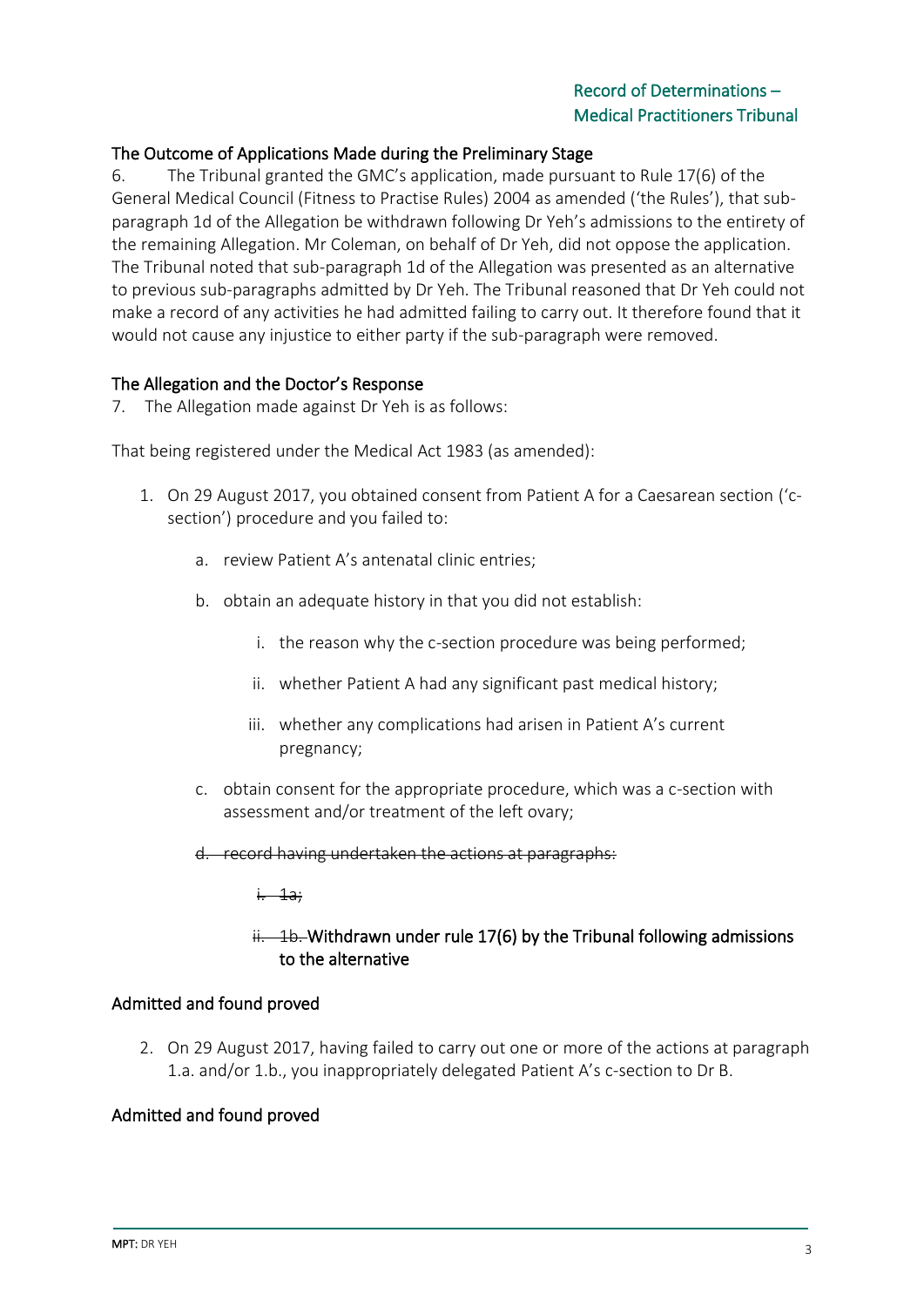## The Outcome of Applications Made during the Preliminary Stage

6. The Tribunal granted the GMC's application, made pursuant to Rule 17(6) of the General Medical Council (Fitness to Practise Rules) 2004 as amended ('the Rules'), that sub-paragraph 1d of the Allegation be withdrawn following Dr Yeh's admissions to the entirety of the remaining Allegation. Mr Coleman, on behalf of Dr Yeh, did not oppose the application. The Tribunal noted that sub-paragraph 1d of the Allegation was presented as an alternative to previous sub-paragraphs admitted by Dr Yeh. The Tribunal reasoned that Dr Yeh could not make a record of any activities he had admitted failing to carry out. It therefore found that it would not cause any injustice to either party if the sub-paragraph were removed.

## The Allegation and the Doctor's Response

7. The Allegation made against Dr Yeh is as follows:

That being registered under the Medical Act 1983 (as amended):

1. On 29 August 2017, you obtained consent from Patient A for a Caesarean section ('c-section') procedure and you failed to:
   a. review Patient A's antenatal clinic entries;
   b. obtain an adequate history in that you did not establish:
      i. the reason why the c-section procedure was being performed;
      ii. whether Patient A had any significant past medical history;
      iii. whether any complications had arisen in Patient A's current pregnancy;
   c. obtain consent for the appropriate procedure, which was a c-section with assessment and/or treatment of the left ovary;
   d. ~~record having undertaken the actions at paragraphs:~~
      i. ~~1a;~~
      ii. ~~1b.~~ Withdrawn under rule 17(6) by the Tribunal following admissions to the alternative

**Admitted and found proved**

2. On 29 August 2017, having failed to carry out one or more of the actions at paragraph 1.a. and/or 1.b., you inappropriately delegated Patient A's c-section to Dr B.

**Admitted and found proved**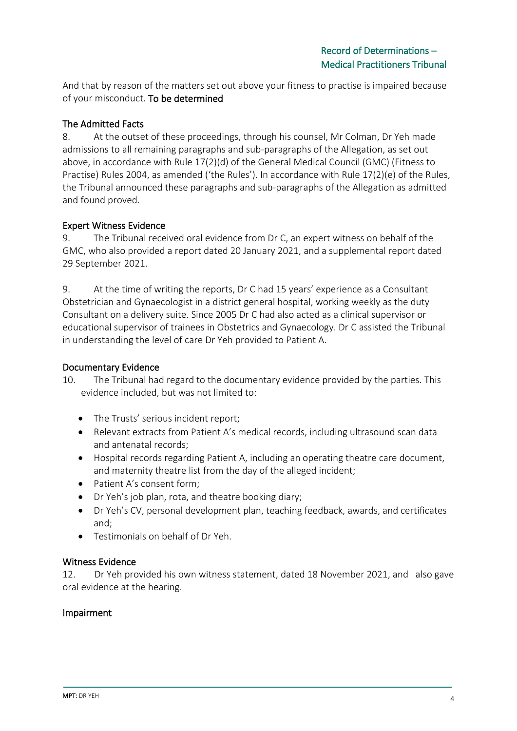And that by reason of the matters set out above your fitness to practise is impaired because of your misconduct. **To be determined**

## The Admitted Facts

8. At the outset of these proceedings, through his counsel, Mr Colman, Dr Yeh made admissions to all remaining paragraphs and sub-paragraphs of the Allegation, as set out above, in accordance with Rule 17(2)(d) of the General Medical Council (GMC) (Fitness to Practise) Rules 2004, as amended ('the Rules'). In accordance with Rule 17(2)(e) of the Rules, the Tribunal announced these paragraphs and sub-paragraphs of the Allegation as admitted and found proved.

## Expert Witness Evidence

9. The Tribunal received oral evidence from Dr C, an expert witness on behalf of the GMC, who also provided a report dated 20 January 2021, and a supplemental report dated 29 September 2021.

9. At the time of writing the reports, Dr C had 15 years' experience as a Consultant Obstetrician and Gynaecologist in a district general hospital, working weekly as the duty Consultant on a delivery suite. Since 2005 Dr C had also acted as a clinical supervisor or educational supervisor of trainees in Obstetrics and Gynaecology. Dr C assisted the Tribunal in understanding the level of care Dr Yeh provided to Patient A.

## Documentary Evidence

10. The Tribunal had regard to the documentary evidence provided by the parties. This evidence included, but was not limited to:

- The Trusts' serious incident report;
- Relevant extracts from Patient A's medical records, including ultrasound scan data and antenatal records;
- Hospital records regarding Patient A, including an operating theatre care document, and maternity theatre list from the day of the alleged incident;
- Patient A's consent form;
- Dr Yeh's job plan, rota, and theatre booking diary;
- Dr Yeh's CV, personal development plan, teaching feedback, awards, and certificates and;
- Testimonials on behalf of Dr Yeh.

## Witness Evidence

12. Dr Yeh provided his own witness statement, dated 18 November 2021, and also gave oral evidence at the hearing.

## Impairment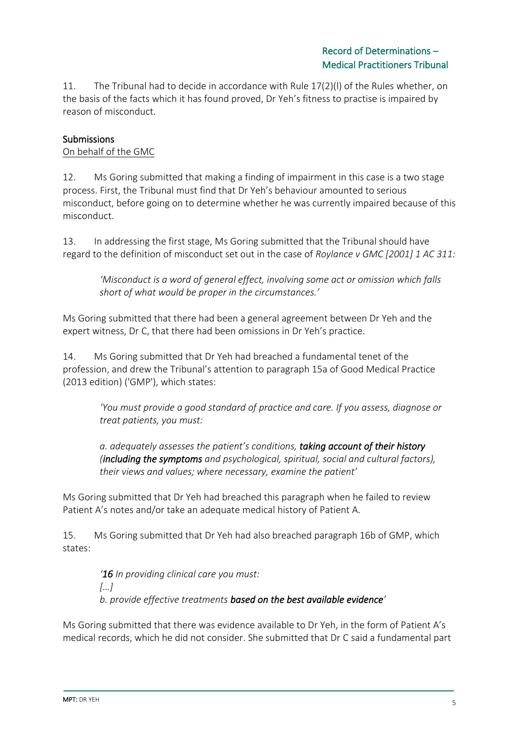11. The Tribunal had to decide in accordance with Rule 17(2)(l) of the Rules whether, on the basis of the facts which it has found proved, Dr Yeh's fitness to practise is impaired by reason of misconduct.

## Submissions

On behalf of the GMC

12. Ms Goring submitted that making a finding of impairment in this case is a two stage process. First, the Tribunal must find that Dr Yeh's behaviour amounted to serious misconduct, before going on to determine whether he was currently impaired because of this misconduct.

13. In addressing the first stage, Ms Goring submitted that the Tribunal should have regard to the definition of misconduct set out in the case of *Roylance v GMC [2001] 1 AC 311:*

> *'Misconduct is a word of general effect, involving some act or omission which falls short of what would be proper in the circumstances.'*

Ms Goring submitted that there had been a general agreement between Dr Yeh and the expert witness, Dr C, that there had been omissions in Dr Yeh's practice.

14. Ms Goring submitted that Dr Yeh had breached a fundamental tenet of the profession, and drew the Tribunal's attention to paragraph 15a of Good Medical Practice (2013 edition) ('GMP'), which states:

> *'You must provide a good standard of practice and care. If you assess, diagnose or treat patients, you must:*
>
> *a. adequately assesses the patient's conditions,* ***taking account of their history*** *(****including the symptoms*** *and psychological, spiritual, social and cultural factors), their views and values; where necessary, examine the patient'*

Ms Goring submitted that Dr Yeh had breached this paragraph when he failed to review Patient A's notes and/or take an adequate medical history of Patient A.

15. Ms Goring submitted that Dr Yeh had also breached paragraph 16b of GMP, which states:

> *'**16** In providing clinical care you must:*
> *[...]*
> *b. provide effective treatments* ***based on the best available evidence****'*

Ms Goring submitted that there was evidence available to Dr Yeh, in the form of Patient A's medical records, which he did not consider. She submitted that Dr C said a fundamental part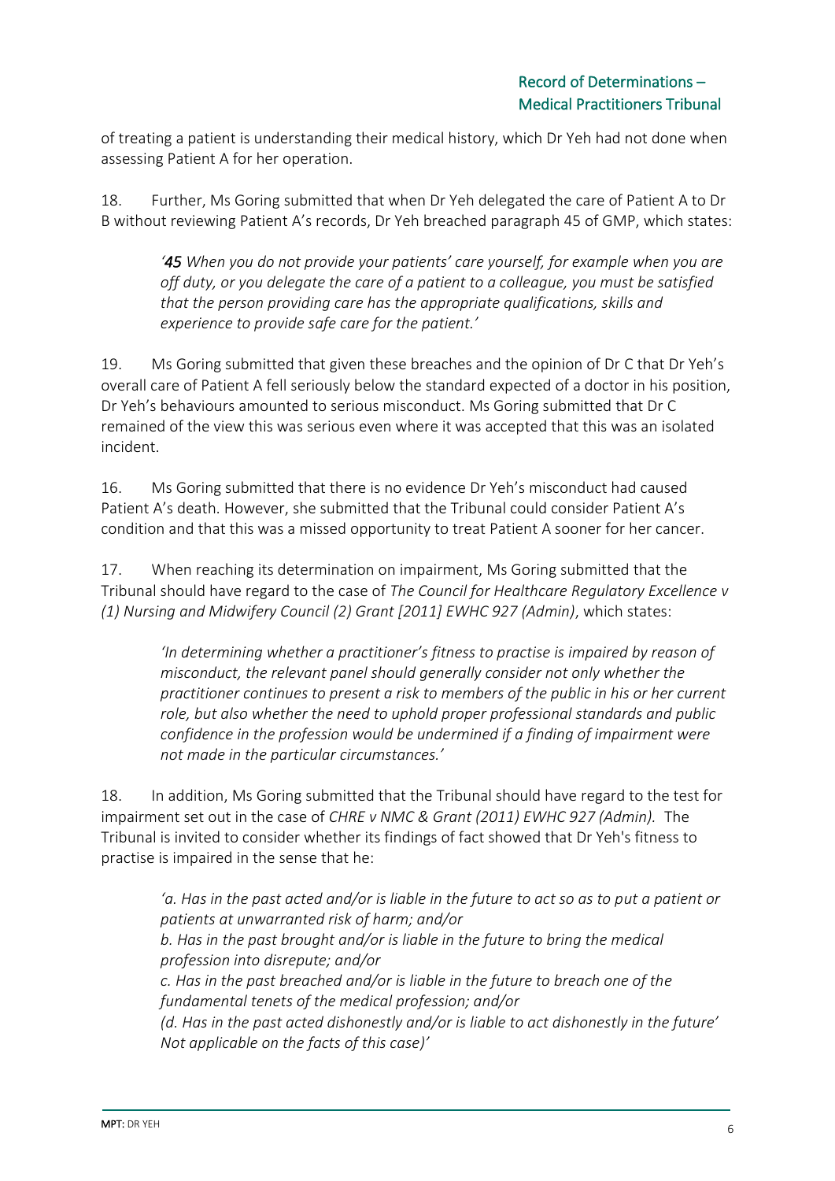of treating a patient is understanding their medical history, which Dr Yeh had not done when assessing Patient A for her operation.

18. Further, Ms Goring submitted that when Dr Yeh delegated the care of Patient A to Dr B without reviewing Patient A's records, Dr Yeh breached paragraph 45 of GMP, which states:

> *'45 When you do not provide your patients' care yourself, for example when you are off duty, or you delegate the care of a patient to a colleague, you must be satisfied that the person providing care has the appropriate qualifications, skills and experience to provide safe care for the patient.'*

19. Ms Goring submitted that given these breaches and the opinion of Dr C that Dr Yeh's overall care of Patient A fell seriously below the standard expected of a doctor in his position, Dr Yeh's behaviours amounted to serious misconduct. Ms Goring submitted that Dr C remained of the view this was serious even where it was accepted that this was an isolated incident.

16. Ms Goring submitted that there is no evidence Dr Yeh's misconduct had caused Patient A's death. However, she submitted that the Tribunal could consider Patient A's condition and that this was a missed opportunity to treat Patient A sooner for her cancer.

17. When reaching its determination on impairment, Ms Goring submitted that the Tribunal should have regard to the case of *The Council for Healthcare Regulatory Excellence v (1) Nursing and Midwifery Council (2) Grant [2011] EWHC 927 (Admin)*, which states:

> *'In determining whether a practitioner's fitness to practise is impaired by reason of misconduct, the relevant panel should generally consider not only whether the practitioner continues to present a risk to members of the public in his or her current role, but also whether the need to uphold proper professional standards and public confidence in the profession would be undermined if a finding of impairment were not made in the particular circumstances.'*

18. In addition, Ms Goring submitted that the Tribunal should have regard to the test for impairment set out in the case of *CHRE v NMC & Grant (2011) EWHC 927 (Admin).* The Tribunal is invited to consider whether its findings of fact showed that Dr Yeh's fitness to practise is impaired in the sense that he:

> *'a. Has in the past acted and/or is liable in the future to act so as to put a patient or patients at unwarranted risk of harm; and/or*
> *b. Has in the past brought and/or is liable in the future to bring the medical profession into disrepute; and/or*
> *c. Has in the past breached and/or is liable in the future to breach one of the fundamental tenets of the medical profession; and/or*
> *(d. Has in the past acted dishonestly and/or is liable to act dishonestly in the future' Not applicable on the facts of this case)'*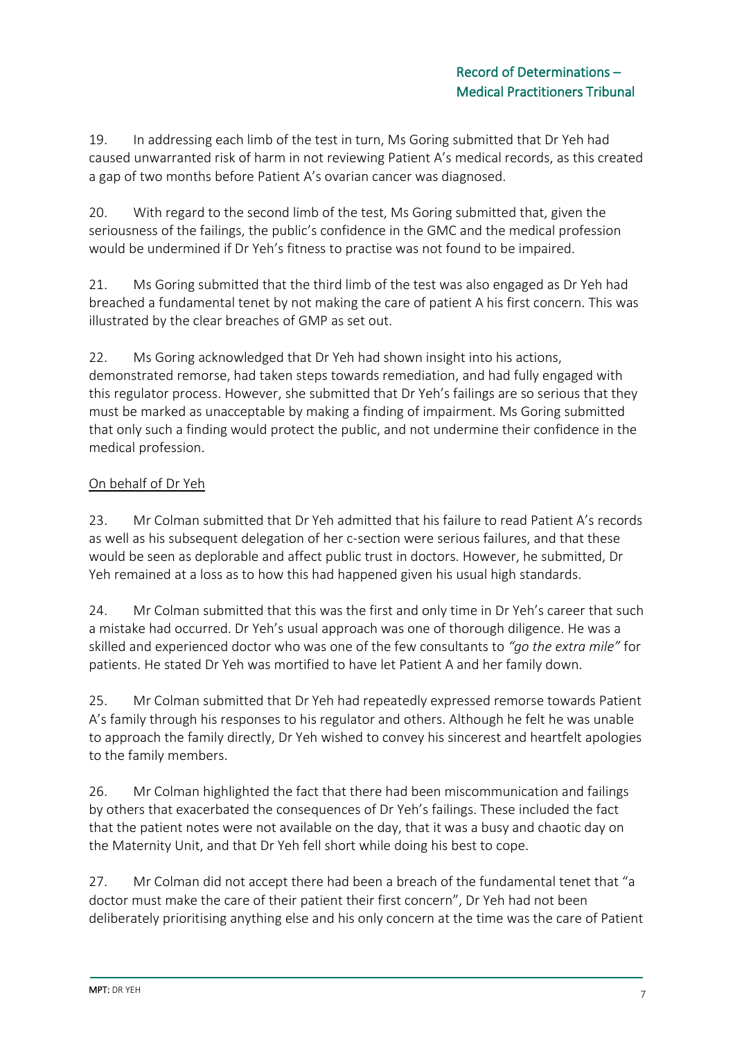19. In addressing each limb of the test in turn, Ms Goring submitted that Dr Yeh had caused unwarranted risk of harm in not reviewing Patient A's medical records, as this created a gap of two months before Patient A's ovarian cancer was diagnosed.

20. With regard to the second limb of the test, Ms Goring submitted that, given the seriousness of the failings, the public's confidence in the GMC and the medical profession would be undermined if Dr Yeh's fitness to practise was not found to be impaired.

21. Ms Goring submitted that the third limb of the test was also engaged as Dr Yeh had breached a fundamental tenet by not making the care of patient A his first concern. This was illustrated by the clear breaches of GMP as set out.

22. Ms Goring acknowledged that Dr Yeh had shown insight into his actions, demonstrated remorse, had taken steps towards remediation, and had fully engaged with this regulator process. However, she submitted that Dr Yeh's failings are so serious that they must be marked as unacceptable by making a finding of impairment. Ms Goring submitted that only such a finding would protect the public, and not undermine their confidence in the medical profession.

<u>On behalf of Dr Yeh</u>

23. Mr Colman submitted that Dr Yeh admitted that his failure to read Patient A's records as well as his subsequent delegation of her c-section were serious failures, and that these would be seen as deplorable and affect public trust in doctors. However, he submitted, Dr Yeh remained at a loss as to how this had happened given his usual high standards.

24. Mr Colman submitted that this was the first and only time in Dr Yeh's career that such a mistake had occurred. Dr Yeh's usual approach was one of thorough diligence. He was a skilled and experienced doctor who was one of the few consultants to *"go the extra mile"* for patients. He stated Dr Yeh was mortified to have let Patient A and her family down.

25. Mr Colman submitted that Dr Yeh had repeatedly expressed remorse towards Patient A's family through his responses to his regulator and others. Although he felt he was unable to approach the family directly, Dr Yeh wished to convey his sincerest and heartfelt apologies to the family members.

26. Mr Colman highlighted the fact that there had been miscommunication and failings by others that exacerbated the consequences of Dr Yeh's failings. These included the fact that the patient notes were not available on the day, that it was a busy and chaotic day on the Maternity Unit, and that Dr Yeh fell short while doing his best to cope.

27. Mr Colman did not accept there had been a breach of the fundamental tenet that "a doctor must make the care of their patient their first concern", Dr Yeh had not been deliberately prioritising anything else and his only concern at the time was the care of Patient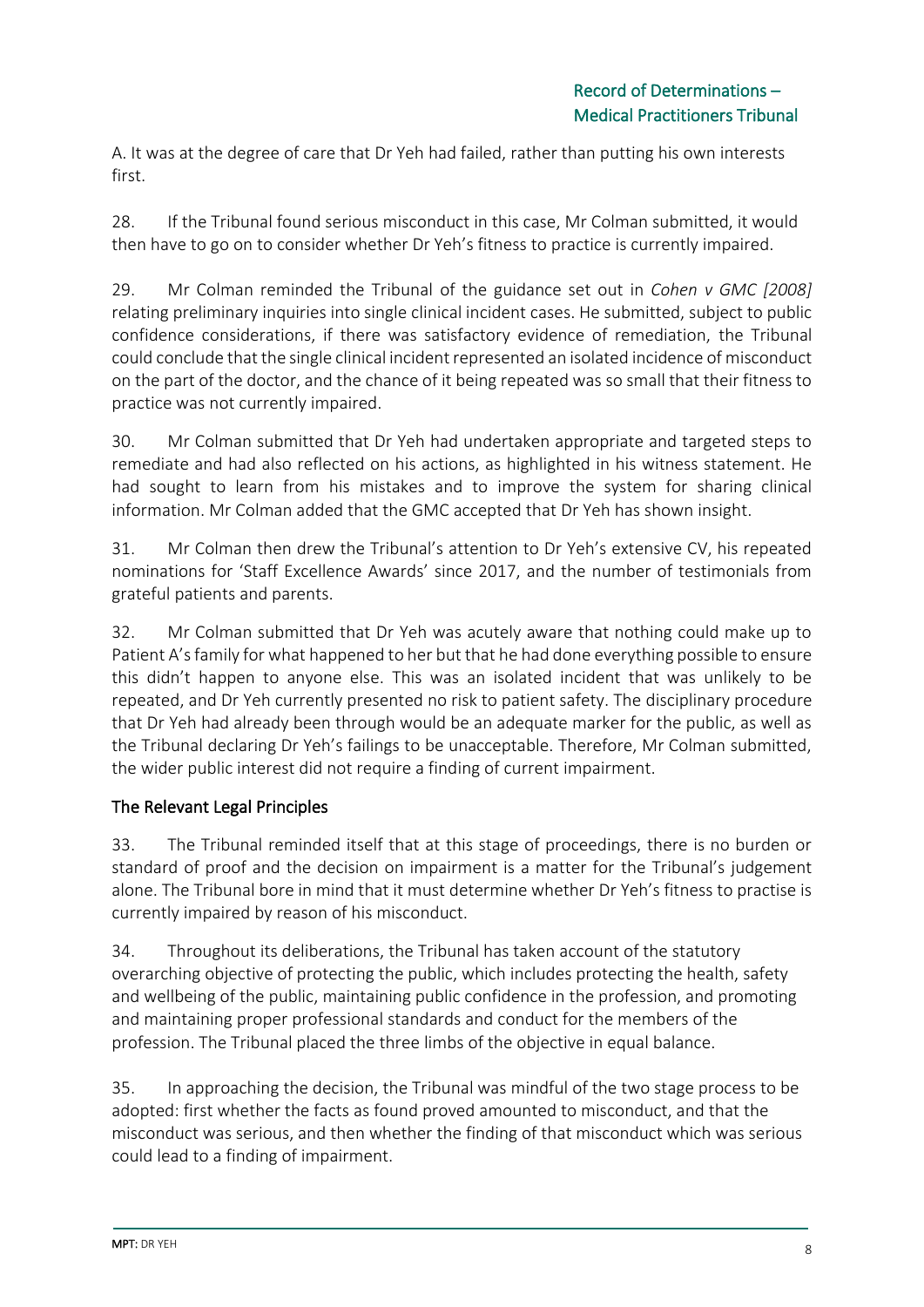A. It was at the degree of care that Dr Yeh had failed, rather than putting his own interests first.

28. If the Tribunal found serious misconduct in this case, Mr Colman submitted, it would then have to go on to consider whether Dr Yeh's fitness to practice is currently impaired.

29. Mr Colman reminded the Tribunal of the guidance set out in *Cohen v GMC [2008]* relating preliminary inquiries into single clinical incident cases. He submitted, subject to public confidence considerations, if there was satisfactory evidence of remediation, the Tribunal could conclude that the single clinical incident represented an isolated incidence of misconduct on the part of the doctor, and the chance of it being repeated was so small that their fitness to practice was not currently impaired.

30. Mr Colman submitted that Dr Yeh had undertaken appropriate and targeted steps to remediate and had also reflected on his actions, as highlighted in his witness statement. He had sought to learn from his mistakes and to improve the system for sharing clinical information. Mr Colman added that the GMC accepted that Dr Yeh has shown insight.

31. Mr Colman then drew the Tribunal's attention to Dr Yeh's extensive CV, his repeated nominations for 'Staff Excellence Awards' since 2017, and the number of testimonials from grateful patients and parents.

32. Mr Colman submitted that Dr Yeh was acutely aware that nothing could make up to Patient A's family for what happened to her but that he had done everything possible to ensure this didn't happen to anyone else. This was an isolated incident that was unlikely to be repeated, and Dr Yeh currently presented no risk to patient safety. The disciplinary procedure that Dr Yeh had already been through would be an adequate marker for the public, as well as the Tribunal declaring Dr Yeh's failings to be unacceptable. Therefore, Mr Colman submitted, the wider public interest did not require a finding of current impairment.

## The Relevant Legal Principles

33. The Tribunal reminded itself that at this stage of proceedings, there is no burden or standard of proof and the decision on impairment is a matter for the Tribunal's judgement alone. The Tribunal bore in mind that it must determine whether Dr Yeh's fitness to practise is currently impaired by reason of his misconduct.

34. Throughout its deliberations, the Tribunal has taken account of the statutory overarching objective of protecting the public, which includes protecting the health, safety and wellbeing of the public, maintaining public confidence in the profession, and promoting and maintaining proper professional standards and conduct for the members of the profession. The Tribunal placed the three limbs of the objective in equal balance.

35. In approaching the decision, the Tribunal was mindful of the two stage process to be adopted: first whether the facts as found proved amounted to misconduct, and that the misconduct was serious, and then whether the finding of that misconduct which was serious could lead to a finding of impairment.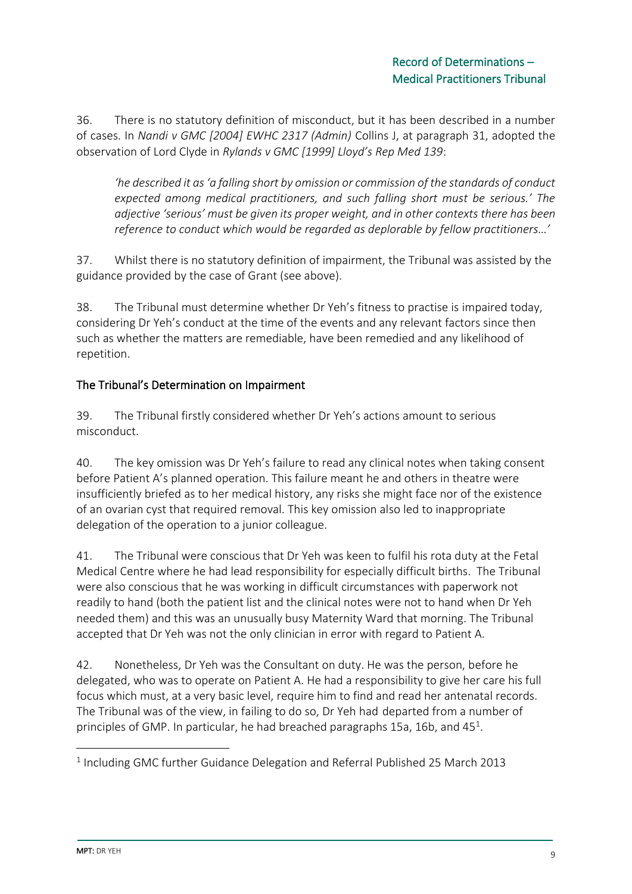36. There is no statutory definition of misconduct, but it has been described in a number of cases. In *Nandi v GMC [2004] EWHC 2317 (Admin)* Collins J, at paragraph 31, adopted the observation of Lord Clyde in *Rylands v GMC [1999] Lloyd's Rep Med 139*:

> *'he described it as 'a falling short by omission or commission of the standards of conduct expected among medical practitioners, and such falling short must be serious.' The adjective 'serious' must be given its proper weight, and in other contexts there has been reference to conduct which would be regarded as deplorable by fellow practitioners…'*

37. Whilst there is no statutory definition of impairment, the Tribunal was assisted by the guidance provided by the case of Grant (see above).

38. The Tribunal must determine whether Dr Yeh's fitness to practise is impaired today, considering Dr Yeh's conduct at the time of the events and any relevant factors since then such as whether the matters are remediable, have been remedied and any likelihood of repetition.

## The Tribunal's Determination on Impairment

39. The Tribunal firstly considered whether Dr Yeh's actions amount to serious misconduct.

40. The key omission was Dr Yeh's failure to read any clinical notes when taking consent before Patient A's planned operation. This failure meant he and others in theatre were insufficiently briefed as to her medical history, any risks she might face nor of the existence of an ovarian cyst that required removal. This key omission also led to inappropriate delegation of the operation to a junior colleague.

41. The Tribunal were conscious that Dr Yeh was keen to fulfil his rota duty at the Fetal Medical Centre where he had lead responsibility for especially difficult births. The Tribunal were also conscious that he was working in difficult circumstances with paperwork not readily to hand (both the patient list and the clinical notes were not to hand when Dr Yeh needed them) and this was an unusually busy Maternity Ward that morning. The Tribunal accepted that Dr Yeh was not the only clinician in error with regard to Patient A.

42. Nonetheless, Dr Yeh was the Consultant on duty. He was the person, before he delegated, who was to operate on Patient A. He had a responsibility to give her care his full focus which must, at a very basic level, require him to find and read her antenatal records. The Tribunal was of the view, in failing to do so, Dr Yeh had departed from a number of principles of GMP. In particular, he had breached paragraphs 15a, 16b, and 45[1].

[1] Including GMC further Guidance Delegation and Referral Published 25 March 2013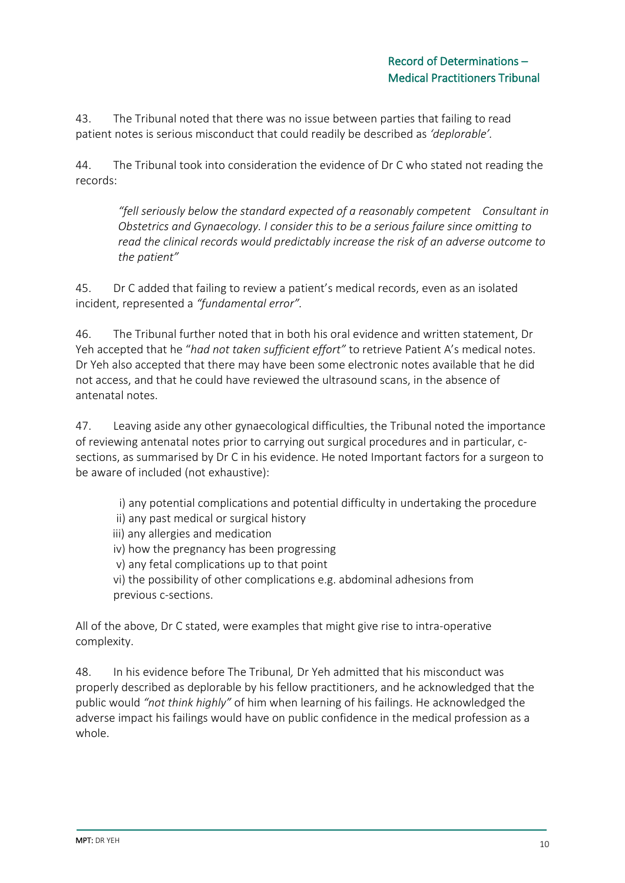43. The Tribunal noted that there was no issue between parties that failing to read patient notes is serious misconduct that could readily be described as *'deplorable'.*

44. The Tribunal took into consideration the evidence of Dr C who stated not reading the records:

> *"fell seriously below the standard expected of a reasonably competent Consultant in Obstetrics and Gynaecology. I consider this to be a serious failure since omitting to read the clinical records would predictably increase the risk of an adverse outcome to the patient"*

45. Dr C added that failing to review a patient's medical records, even as an isolated incident, represented a *"fundamental error".*

46. The Tribunal further noted that in both his oral evidence and written statement, Dr Yeh accepted that he "*had not taken sufficient effort"* to retrieve Patient A's medical notes. Dr Yeh also accepted that there may have been some electronic notes available that he did not access, and that he could have reviewed the ultrasound scans, in the absence of antenatal notes.

47. Leaving aside any other gynaecological difficulties, the Tribunal noted the importance of reviewing antenatal notes prior to carrying out surgical procedures and in particular, c-sections, as summarised by Dr C in his evidence. He noted Important factors for a surgeon to be aware of included (not exhaustive):

i) any potential complications and potential difficulty in undertaking the procedure
ii) any past medical or surgical history
iii) any allergies and medication
iv) how the pregnancy has been progressing
v) any fetal complications up to that point
vi) the possibility of other complications e.g. abdominal adhesions from previous c-sections.

All of the above, Dr C stated, were examples that might give rise to intra-operative complexity.

48. In his evidence before The Tribunal*,* Dr Yeh admitted that his misconduct was properly described as deplorable by his fellow practitioners, and he acknowledged that the public would *"not think highly"* of him when learning of his failings. He acknowledged the adverse impact his failings would have on public confidence in the medical profession as a whole.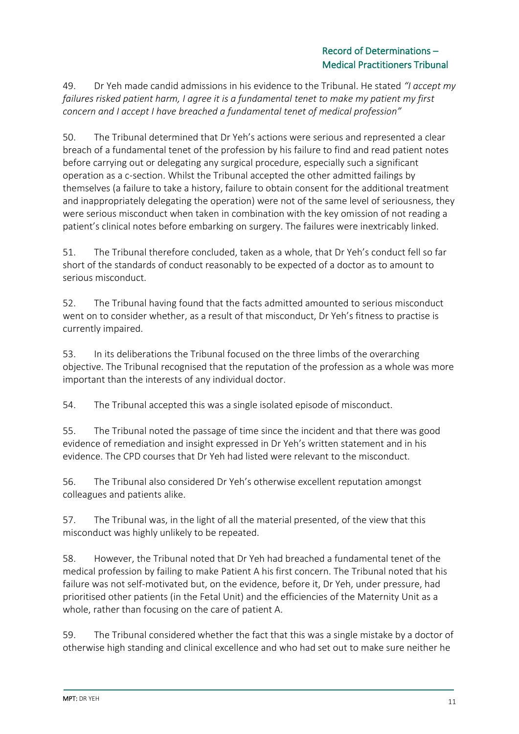49. Dr Yeh made candid admissions in his evidence to the Tribunal. He stated *"I accept my failures risked patient harm, I agree it is a fundamental tenet to make my patient my first concern and I accept I have breached a fundamental tenet of medical profession"*

50. The Tribunal determined that Dr Yeh's actions were serious and represented a clear breach of a fundamental tenet of the profession by his failure to find and read patient notes before carrying out or delegating any surgical procedure, especially such a significant operation as a c-section. Whilst the Tribunal accepted the other admitted failings by themselves (a failure to take a history, failure to obtain consent for the additional treatment and inappropriately delegating the operation) were not of the same level of seriousness, they were serious misconduct when taken in combination with the key omission of not reading a patient's clinical notes before embarking on surgery. The failures were inextricably linked.

51. The Tribunal therefore concluded, taken as a whole, that Dr Yeh's conduct fell so far short of the standards of conduct reasonably to be expected of a doctor as to amount to serious misconduct.

52. The Tribunal having found that the facts admitted amounted to serious misconduct went on to consider whether, as a result of that misconduct, Dr Yeh's fitness to practise is currently impaired.

53. In its deliberations the Tribunal focused on the three limbs of the overarching objective. The Tribunal recognised that the reputation of the profession as a whole was more important than the interests of any individual doctor.

54. The Tribunal accepted this was a single isolated episode of misconduct.

55. The Tribunal noted the passage of time since the incident and that there was good evidence of remediation and insight expressed in Dr Yeh's written statement and in his evidence. The CPD courses that Dr Yeh had listed were relevant to the misconduct.

56. The Tribunal also considered Dr Yeh's otherwise excellent reputation amongst colleagues and patients alike.

57. The Tribunal was, in the light of all the material presented, of the view that this misconduct was highly unlikely to be repeated.

58. However, the Tribunal noted that Dr Yeh had breached a fundamental tenet of the medical profession by failing to make Patient A his first concern. The Tribunal noted that his failure was not self-motivated but, on the evidence, before it, Dr Yeh, under pressure, had prioritised other patients (in the Fetal Unit) and the efficiencies of the Maternity Unit as a whole, rather than focusing on the care of patient A.

59. The Tribunal considered whether the fact that this was a single mistake by a doctor of otherwise high standing and clinical excellence and who had set out to make sure neither he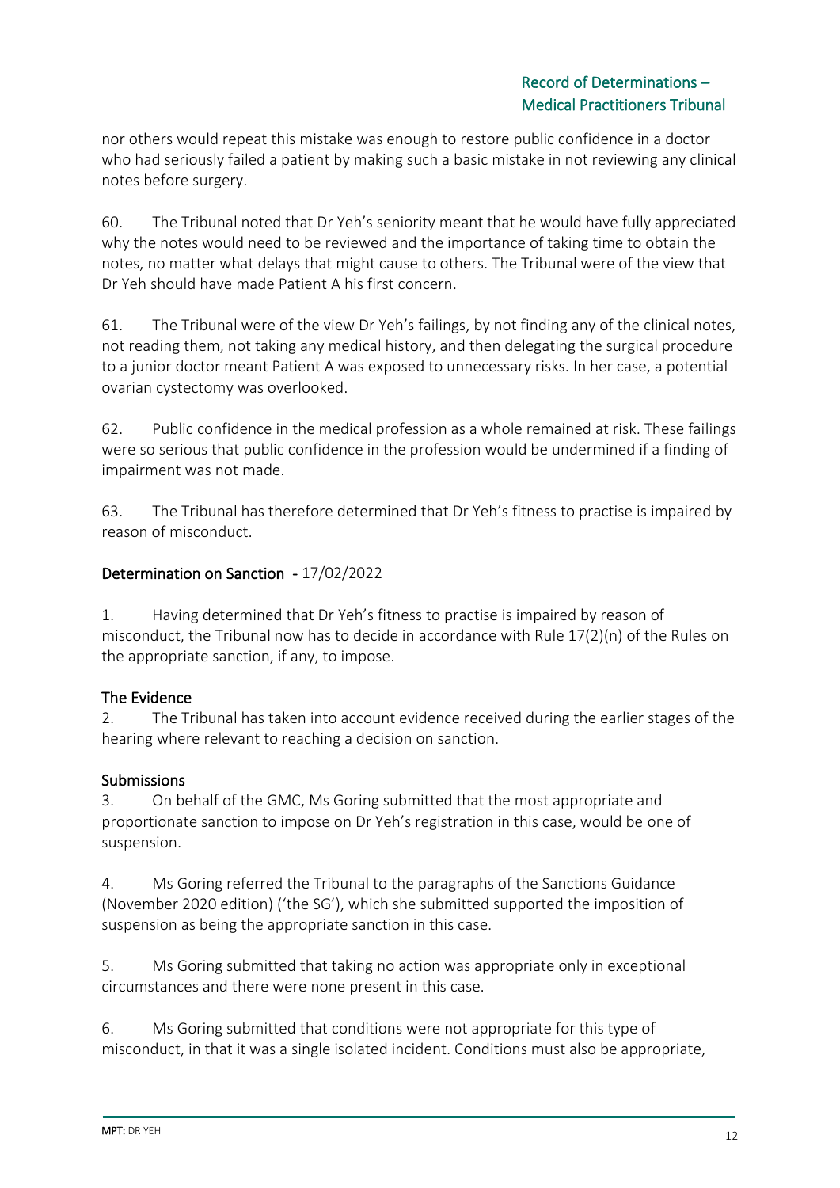nor others would repeat this mistake was enough to restore public confidence in a doctor who had seriously failed a patient by making such a basic mistake in not reviewing any clinical notes before surgery.

60. The Tribunal noted that Dr Yeh's seniority meant that he would have fully appreciated why the notes would need to be reviewed and the importance of taking time to obtain the notes, no matter what delays that might cause to others. The Tribunal were of the view that Dr Yeh should have made Patient A his first concern.

61. The Tribunal were of the view Dr Yeh's failings, by not finding any of the clinical notes, not reading them, not taking any medical history, and then delegating the surgical procedure to a junior doctor meant Patient A was exposed to unnecessary risks. In her case, a potential ovarian cystectomy was overlooked.

62. Public confidence in the medical profession as a whole remained at risk. These failings were so serious that public confidence in the profession would be undermined if a finding of impairment was not made.

63. The Tribunal has therefore determined that Dr Yeh's fitness to practise is impaired by reason of misconduct.

## Determination on Sanction - 17/02/2022

1. Having determined that Dr Yeh's fitness to practise is impaired by reason of misconduct, the Tribunal now has to decide in accordance with Rule 17(2)(n) of the Rules on the appropriate sanction, if any, to impose.

### The Evidence

2. The Tribunal has taken into account evidence received during the earlier stages of the hearing where relevant to reaching a decision on sanction.

### Submissions

3. On behalf of the GMC, Ms Goring submitted that the most appropriate and proportionate sanction to impose on Dr Yeh's registration in this case, would be one of suspension.

4. Ms Goring referred the Tribunal to the paragraphs of the Sanctions Guidance (November 2020 edition) ('the SG'), which she submitted supported the imposition of suspension as being the appropriate sanction in this case.

5. Ms Goring submitted that taking no action was appropriate only in exceptional circumstances and there were none present in this case.

6. Ms Goring submitted that conditions were not appropriate for this type of misconduct, in that it was a single isolated incident. Conditions must also be appropriate,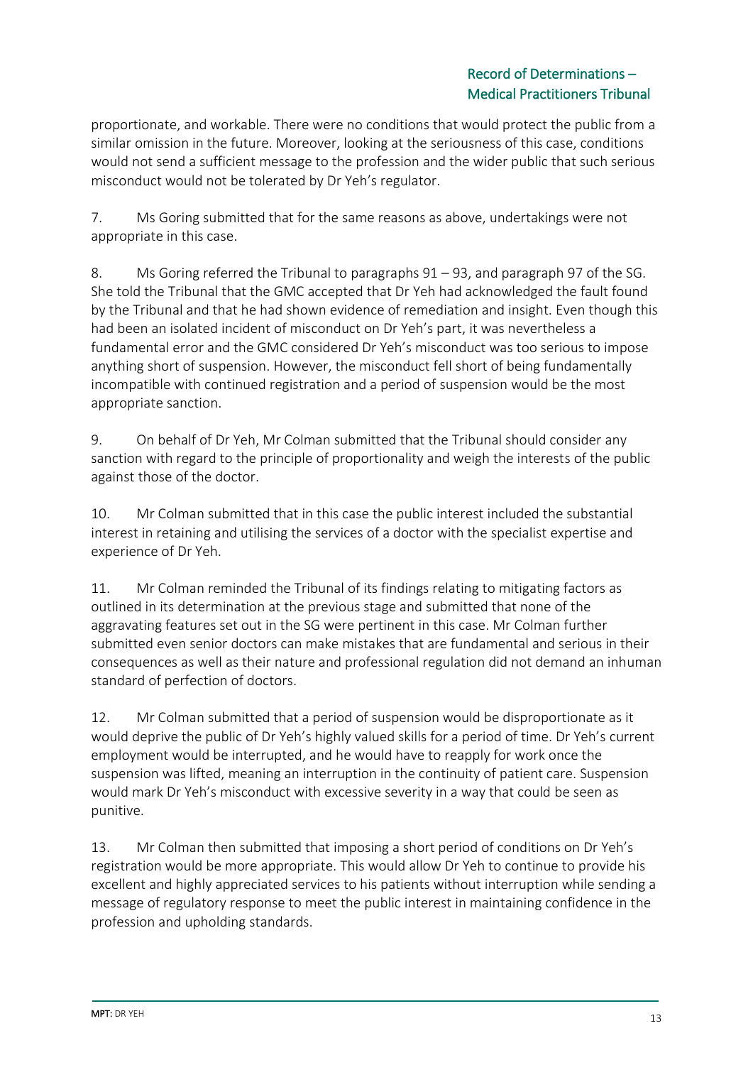proportionate, and workable. There were no conditions that would protect the public from a similar omission in the future. Moreover, looking at the seriousness of this case, conditions would not send a sufficient message to the profession and the wider public that such serious misconduct would not be tolerated by Dr Yeh's regulator.

7. Ms Goring submitted that for the same reasons as above, undertakings were not appropriate in this case.

8. Ms Goring referred the Tribunal to paragraphs 91 – 93, and paragraph 97 of the SG. She told the Tribunal that the GMC accepted that Dr Yeh had acknowledged the fault found by the Tribunal and that he had shown evidence of remediation and insight. Even though this had been an isolated incident of misconduct on Dr Yeh's part, it was nevertheless a fundamental error and the GMC considered Dr Yeh's misconduct was too serious to impose anything short of suspension. However, the misconduct fell short of being fundamentally incompatible with continued registration and a period of suspension would be the most appropriate sanction.

9. On behalf of Dr Yeh, Mr Colman submitted that the Tribunal should consider any sanction with regard to the principle of proportionality and weigh the interests of the public against those of the doctor.

10. Mr Colman submitted that in this case the public interest included the substantial interest in retaining and utilising the services of a doctor with the specialist expertise and experience of Dr Yeh.

11. Mr Colman reminded the Tribunal of its findings relating to mitigating factors as outlined in its determination at the previous stage and submitted that none of the aggravating features set out in the SG were pertinent in this case. Mr Colman further submitted even senior doctors can make mistakes that are fundamental and serious in their consequences as well as their nature and professional regulation did not demand an inhuman standard of perfection of doctors.

12. Mr Colman submitted that a period of suspension would be disproportionate as it would deprive the public of Dr Yeh's highly valued skills for a period of time. Dr Yeh's current employment would be interrupted, and he would have to reapply for work once the suspension was lifted, meaning an interruption in the continuity of patient care. Suspension would mark Dr Yeh's misconduct with excessive severity in a way that could be seen as punitive.

13. Mr Colman then submitted that imposing a short period of conditions on Dr Yeh's registration would be more appropriate. This would allow Dr Yeh to continue to provide his excellent and highly appreciated services to his patients without interruption while sending a message of regulatory response to meet the public interest in maintaining confidence in the profession and upholding standards.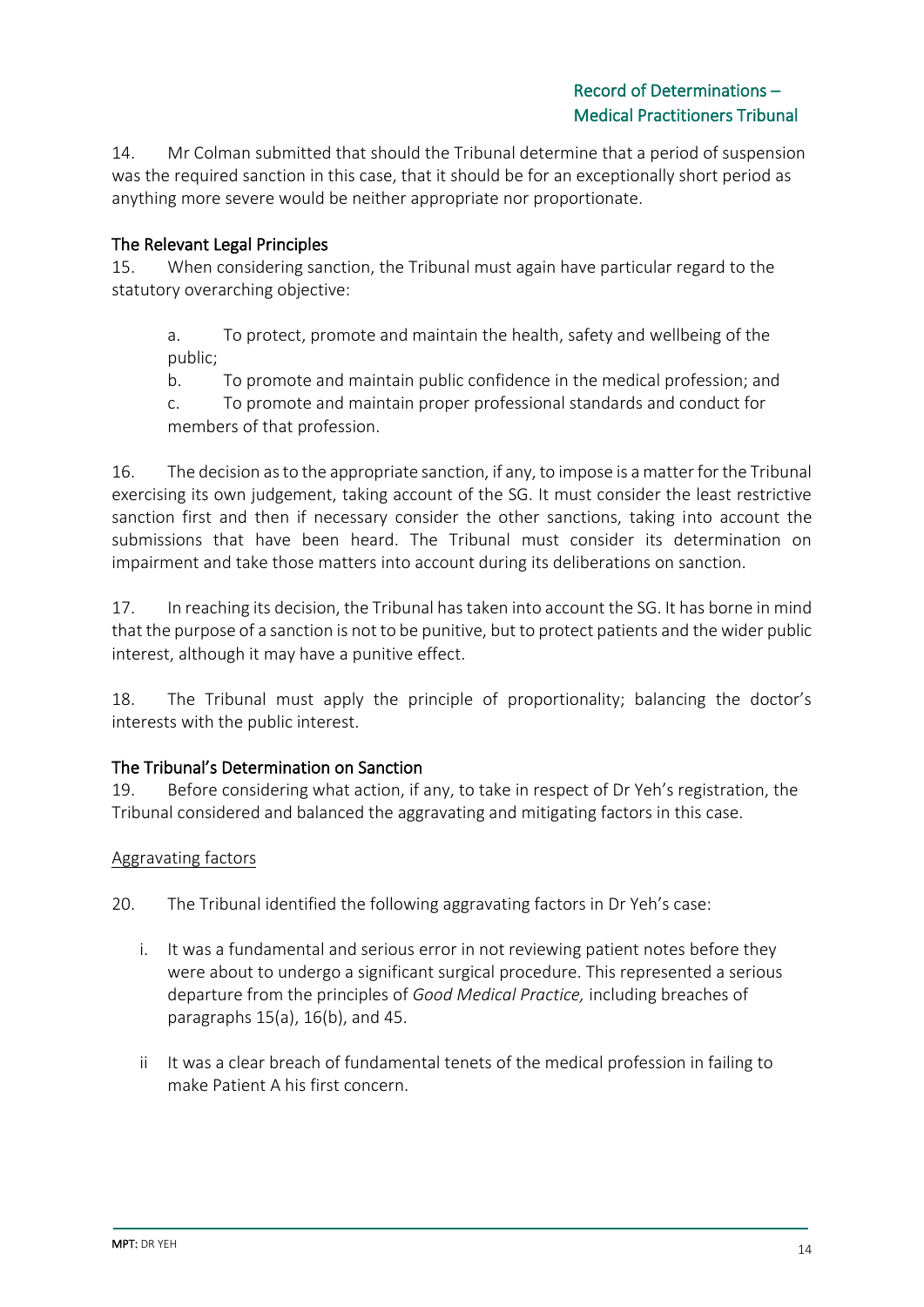14. Mr Colman submitted that should the Tribunal determine that a period of suspension was the required sanction in this case, that it should be for an exceptionally short period as anything more severe would be neither appropriate nor proportionate.

### The Relevant Legal Principles

15. When considering sanction, the Tribunal must again have particular regard to the statutory overarching objective:

> a. To protect, promote and maintain the health, safety and wellbeing of the public;
>
> b. To promote and maintain public confidence in the medical profession; and
>
> c. To promote and maintain proper professional standards and conduct for members of that profession.

16. The decision as to the appropriate sanction, if any, to impose is a matter for the Tribunal exercising its own judgement, taking account of the SG. It must consider the least restrictive sanction first and then if necessary consider the other sanctions, taking into account the submissions that have been heard. The Tribunal must consider its determination on impairment and take those matters into account during its deliberations on sanction.

17. In reaching its decision, the Tribunal has taken into account the SG. It has borne in mind that the purpose of a sanction is not to be punitive, but to protect patients and the wider public interest, although it may have a punitive effect.

18. The Tribunal must apply the principle of proportionality; balancing the doctor's interests with the public interest.

### The Tribunal's Determination on Sanction

19. Before considering what action, if any, to take in respect of Dr Yeh's registration, the Tribunal considered and balanced the aggravating and mitigating factors in this case.

#### Aggravating factors

20. The Tribunal identified the following aggravating factors in Dr Yeh's case:

i. It was a fundamental and serious error in not reviewing patient notes before they were about to undergo a significant surgical procedure. This represented a serious departure from the principles of *Good Medical Practice,* including breaches of paragraphs 15(a), 16(b), and 45.

ii It was a clear breach of fundamental tenets of the medical profession in failing to make Patient A his first concern.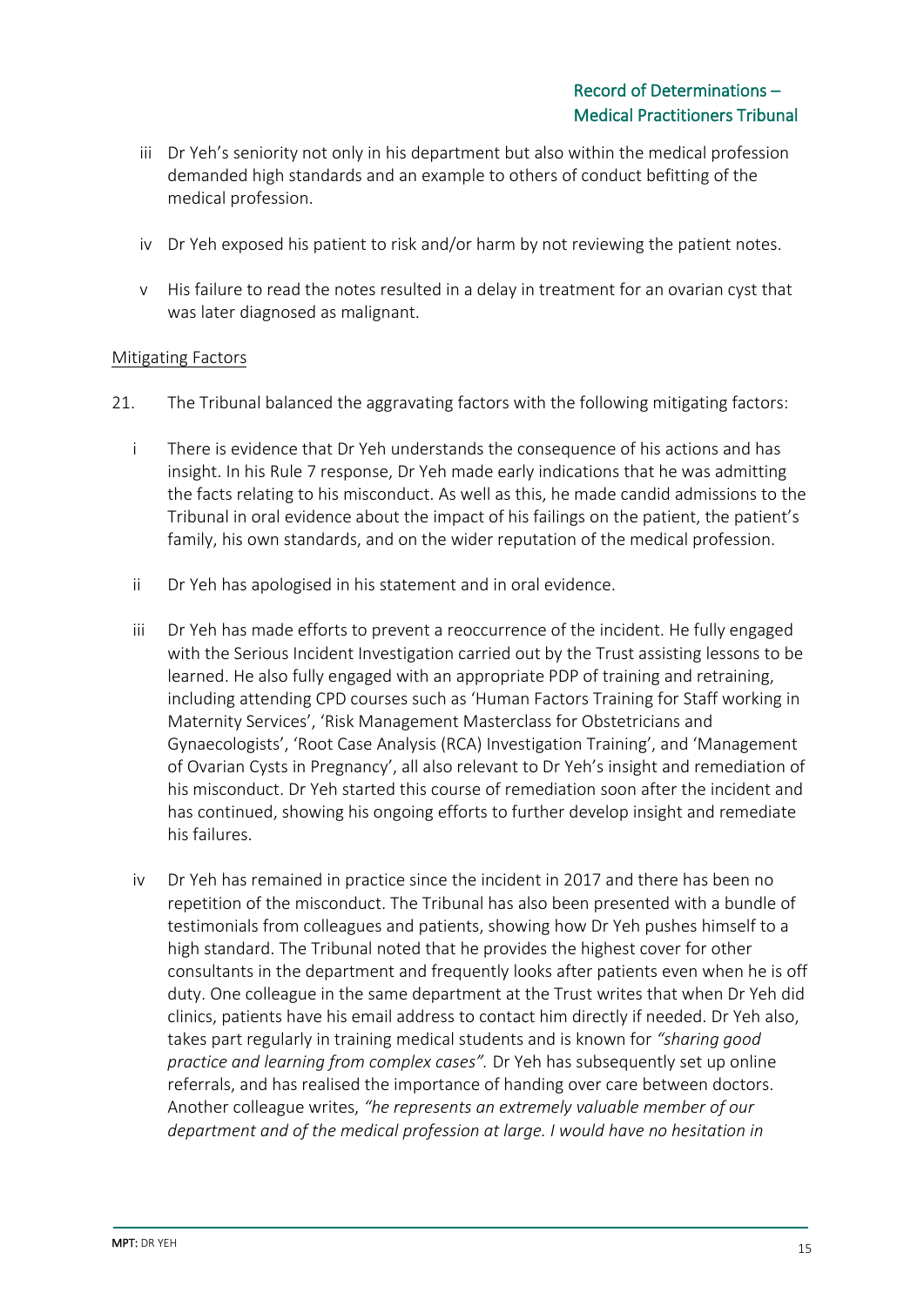iii Dr Yeh's seniority not only in his department but also within the medical profession demanded high standards and an example to others of conduct befitting of the medical profession.

iv Dr Yeh exposed his patient to risk and/or harm by not reviewing the patient notes.

v His failure to read the notes resulted in a delay in treatment for an ovarian cyst that was later diagnosed as malignant.

<u>Mitigating Factors</u>

21. The Tribunal balanced the aggravating factors with the following mitigating factors:

i There is evidence that Dr Yeh understands the consequence of his actions and has insight. In his Rule 7 response, Dr Yeh made early indications that he was admitting the facts relating to his misconduct. As well as this, he made candid admissions to the Tribunal in oral evidence about the impact of his failings on the patient, the patient's family, his own standards, and on the wider reputation of the medical profession.

ii Dr Yeh has apologised in his statement and in oral evidence.

iii Dr Yeh has made efforts to prevent a reoccurrence of the incident. He fully engaged with the Serious Incident Investigation carried out by the Trust assisting lessons to be learned. He also fully engaged with an appropriate PDP of training and retraining, including attending CPD courses such as 'Human Factors Training for Staff working in Maternity Services', 'Risk Management Masterclass for Obstetricians and Gynaecologists', 'Root Case Analysis (RCA) Investigation Training', and 'Management of Ovarian Cysts in Pregnancy', all also relevant to Dr Yeh's insight and remediation of his misconduct. Dr Yeh started this course of remediation soon after the incident and has continued, showing his ongoing efforts to further develop insight and remediate his failures.

iv Dr Yeh has remained in practice since the incident in 2017 and there has been no repetition of the misconduct. The Tribunal has also been presented with a bundle of testimonials from colleagues and patients, showing how Dr Yeh pushes himself to a high standard. The Tribunal noted that he provides the highest cover for other consultants in the department and frequently looks after patients even when he is off duty. One colleague in the same department at the Trust writes that when Dr Yeh did clinics, patients have his email address to contact him directly if needed. Dr Yeh also, takes part regularly in training medical students and is known for *"sharing good practice and learning from complex cases".* Dr Yeh has subsequently set up online referrals, and has realised the importance of handing over care between doctors. Another colleague writes, *"he represents an extremely valuable member of our department and of the medical profession at large. I would have no hesitation in*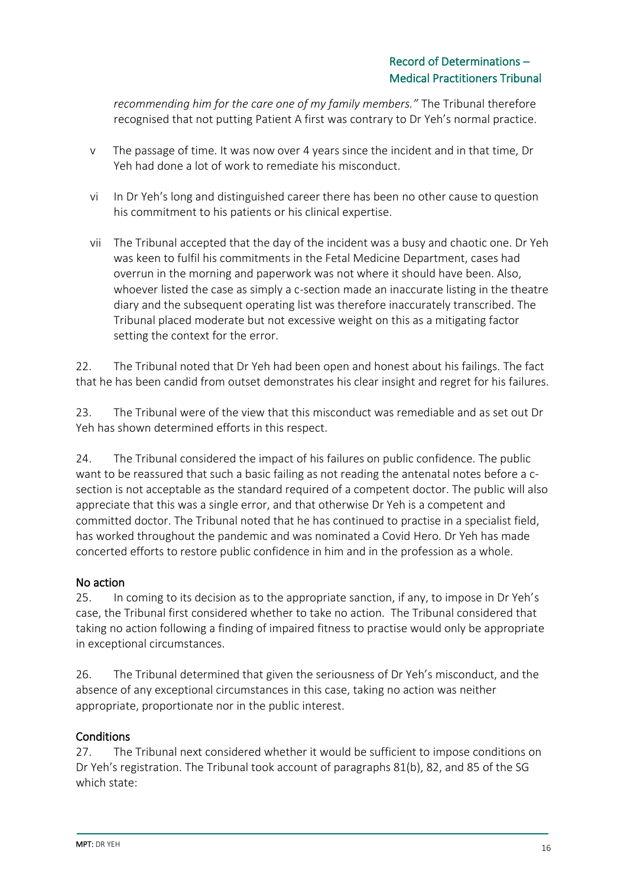*recommending him for the care one of my family members."* The Tribunal therefore recognised that not putting Patient A first was contrary to Dr Yeh's normal practice.

v The passage of time. It was now over 4 years since the incident and in that time, Dr Yeh had done a lot of work to remediate his misconduct.

vi In Dr Yeh's long and distinguished career there has been no other cause to question his commitment to his patients or his clinical expertise.

vii The Tribunal accepted that the day of the incident was a busy and chaotic one. Dr Yeh was keen to fulfil his commitments in the Fetal Medicine Department, cases had overrun in the morning and paperwork was not where it should have been. Also, whoever listed the case as simply a c-section made an inaccurate listing in the theatre diary and the subsequent operating list was therefore inaccurately transcribed. The Tribunal placed moderate but not excessive weight on this as a mitigating factor setting the context for the error.

22. The Tribunal noted that Dr Yeh had been open and honest about his failings. The fact that he has been candid from outset demonstrates his clear insight and regret for his failures.

23. The Tribunal were of the view that this misconduct was remediable and as set out Dr Yeh has shown determined efforts in this respect.

24. The Tribunal considered the impact of his failures on public confidence. The public want to be reassured that such a basic failing as not reading the antenatal notes before a c-section is not acceptable as the standard required of a competent doctor. The public will also appreciate that this was a single error, and that otherwise Dr Yeh is a competent and committed doctor. The Tribunal noted that he has continued to practise in a specialist field, has worked throughout the pandemic and was nominated a Covid Hero. Dr Yeh has made concerted efforts to restore public confidence in him and in the profession as a whole.

### No action

25. In coming to its decision as to the appropriate sanction, if any, to impose in Dr Yeh's case, the Tribunal first considered whether to take no action. The Tribunal considered that taking no action following a finding of impaired fitness to practise would only be appropriate in exceptional circumstances.

26. The Tribunal determined that given the seriousness of Dr Yeh's misconduct, and the absence of any exceptional circumstances in this case, taking no action was neither appropriate, proportionate nor in the public interest.

### Conditions

27. The Tribunal next considered whether it would be sufficient to impose conditions on Dr Yeh's registration. The Tribunal took account of paragraphs 81(b), 82, and 85 of the SG which state: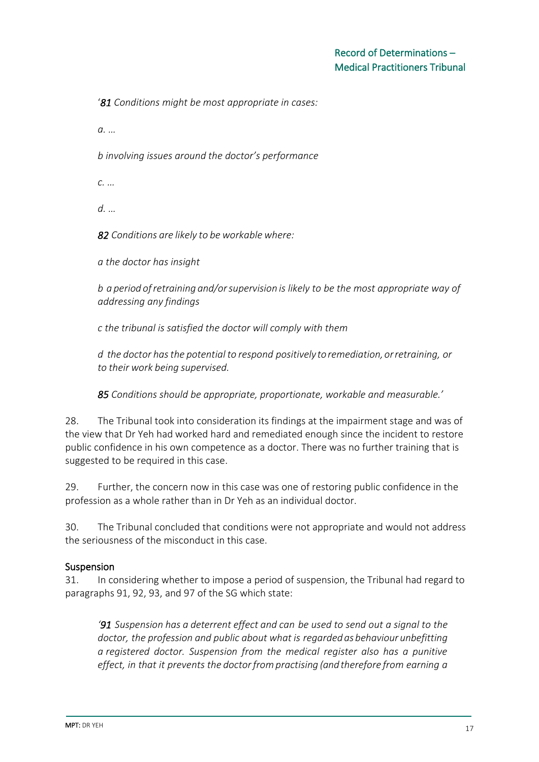'*81 Conditions might be most appropriate in cases:*

> *a. …*
>
> *b involving issues around the doctor's performance*
>
> *c. …*
>
> *d. …*

*82 Conditions are likely to be workable where:*

> *a the doctor has insight*
>
> *b a period of retraining and/or supervision is likely to be the most appropriate way of addressing any findings*
>
> *c the tribunal is satisfied the doctor will comply with them*
>
> *d the doctor has the potential to respond positively to remediation, or retraining, or to their work being supervised.*

*85 Conditions should be appropriate, proportionate, workable and measurable.'*

28. The Tribunal took into consideration its findings at the impairment stage and was of the view that Dr Yeh had worked hard and remediated enough since the incident to restore public confidence in his own competence as a doctor. There was no further training that is suggested to be required in this case.

29. Further, the concern now in this case was one of restoring public confidence in the profession as a whole rather than in Dr Yeh as an individual doctor.

30. The Tribunal concluded that conditions were not appropriate and would not address the seriousness of the misconduct in this case.

## Suspension

31. In considering whether to impose a period of suspension, the Tribunal had regard to paragraphs 91, 92, 93, and 97 of the SG which state:

> *'91 Suspension has a deterrent effect and can be used to send out a signal to the doctor, the profession and public about what is regarded as behaviour unbefitting a registered doctor. Suspension from the medical register also has a punitive effect, in that it prevents the doctor from practising (and therefore from earning a*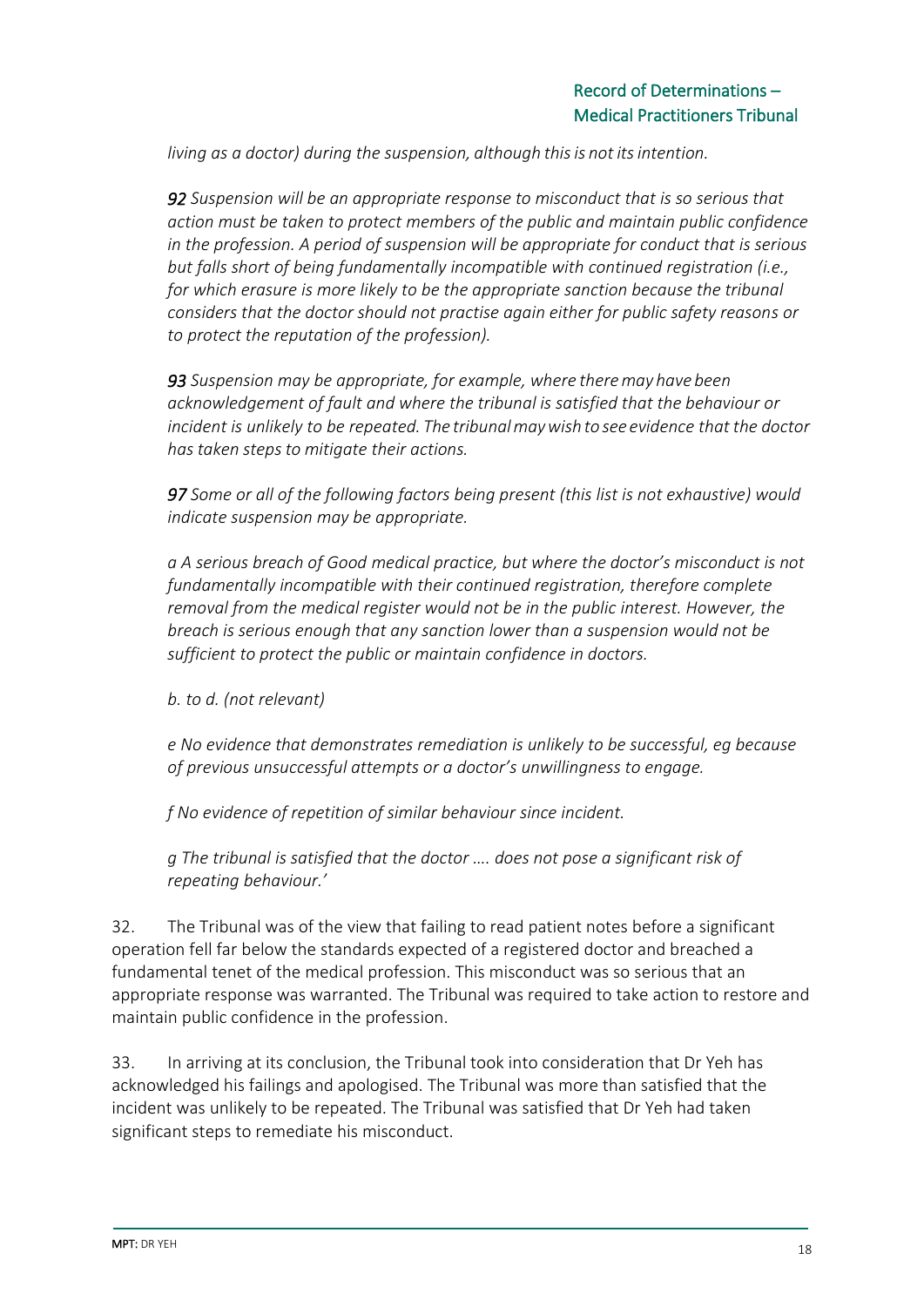*living as a doctor) during the suspension, although this is not its intention.*

***92*** *Suspension will be an appropriate response to misconduct that is so serious that action must be taken to protect members of the public and maintain public confidence in the profession. A period of suspension will be appropriate for conduct that is serious but falls short of being fundamentally incompatible with continued registration (i.e., for which erasure is more likely to be the appropriate sanction because the tribunal considers that the doctor should not practise again either for public safety reasons or to protect the reputation of the profession).*

***93*** *Suspension may be appropriate, for example, where there may have been acknowledgement of fault and where the tribunal is satisfied that the behaviour or incident is unlikely to be repeated. The tribunal may wish to see evidence that the doctor has taken steps to mitigate their actions.*

***97*** *Some or all of the following factors being present (this list is not exhaustive) would indicate suspension may be appropriate.*

*a A serious breach of Good medical practice, but where the doctor's misconduct is not fundamentally incompatible with their continued registration, therefore complete removal from the medical register would not be in the public interest. However, the breach is serious enough that any sanction lower than a suspension would not be sufficient to protect the public or maintain confidence in doctors.*

*b. to d. (not relevant)*

*e No evidence that demonstrates remediation is unlikely to be successful, eg because of previous unsuccessful attempts or a doctor's unwillingness to engage.*

*f No evidence of repetition of similar behaviour since incident.*

*g The tribunal is satisfied that the doctor …. does not pose a significant risk of repeating behaviour.'*

32. The Tribunal was of the view that failing to read patient notes before a significant operation fell far below the standards expected of a registered doctor and breached a fundamental tenet of the medical profession. This misconduct was so serious that an appropriate response was warranted. The Tribunal was required to take action to restore and maintain public confidence in the profession.

33. In arriving at its conclusion, the Tribunal took into consideration that Dr Yeh has acknowledged his failings and apologised. The Tribunal was more than satisfied that the incident was unlikely to be repeated. The Tribunal was satisfied that Dr Yeh had taken significant steps to remediate his misconduct.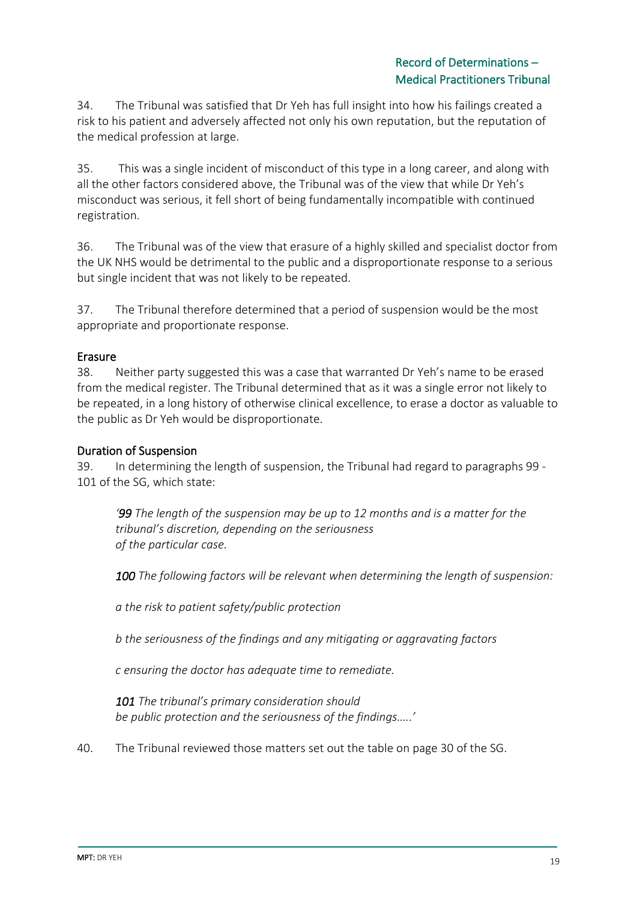34. The Tribunal was satisfied that Dr Yeh has full insight into how his failings created a risk to his patient and adversely affected not only his own reputation, but the reputation of the medical profession at large.

35. This was a single incident of misconduct of this type in a long career, and along with all the other factors considered above, the Tribunal was of the view that while Dr Yeh's misconduct was serious, it fell short of being fundamentally incompatible with continued registration.

36. The Tribunal was of the view that erasure of a highly skilled and specialist doctor from the UK NHS would be detrimental to the public and a disproportionate response to a serious but single incident that was not likely to be repeated.

37. The Tribunal therefore determined that a period of suspension would be the most appropriate and proportionate response.

### Erasure

38. Neither party suggested this was a case that warranted Dr Yeh's name to be erased from the medical register. The Tribunal determined that as it was a single error not likely to be repeated, in a long history of otherwise clinical excellence, to erase a doctor as valuable to the public as Dr Yeh would be disproportionate.

### Duration of Suspension

39. In determining the length of suspension, the Tribunal had regard to paragraphs 99 - 101 of the SG, which state:

> *'**99** The length of the suspension may be up to 12 months and is a matter for the tribunal's discretion, depending on the seriousness of the particular case.*
>
> ***100** The following factors will be relevant when determining the length of suspension:*
>
> *a the risk to patient safety/public protection*
>
> *b the seriousness of the findings and any mitigating or aggravating factors*
>
> *c ensuring the doctor has adequate time to remediate.*
>
> ***101** The tribunal's primary consideration should be public protection and the seriousness of the findings…..'*

40. The Tribunal reviewed those matters set out the table on page 30 of the SG.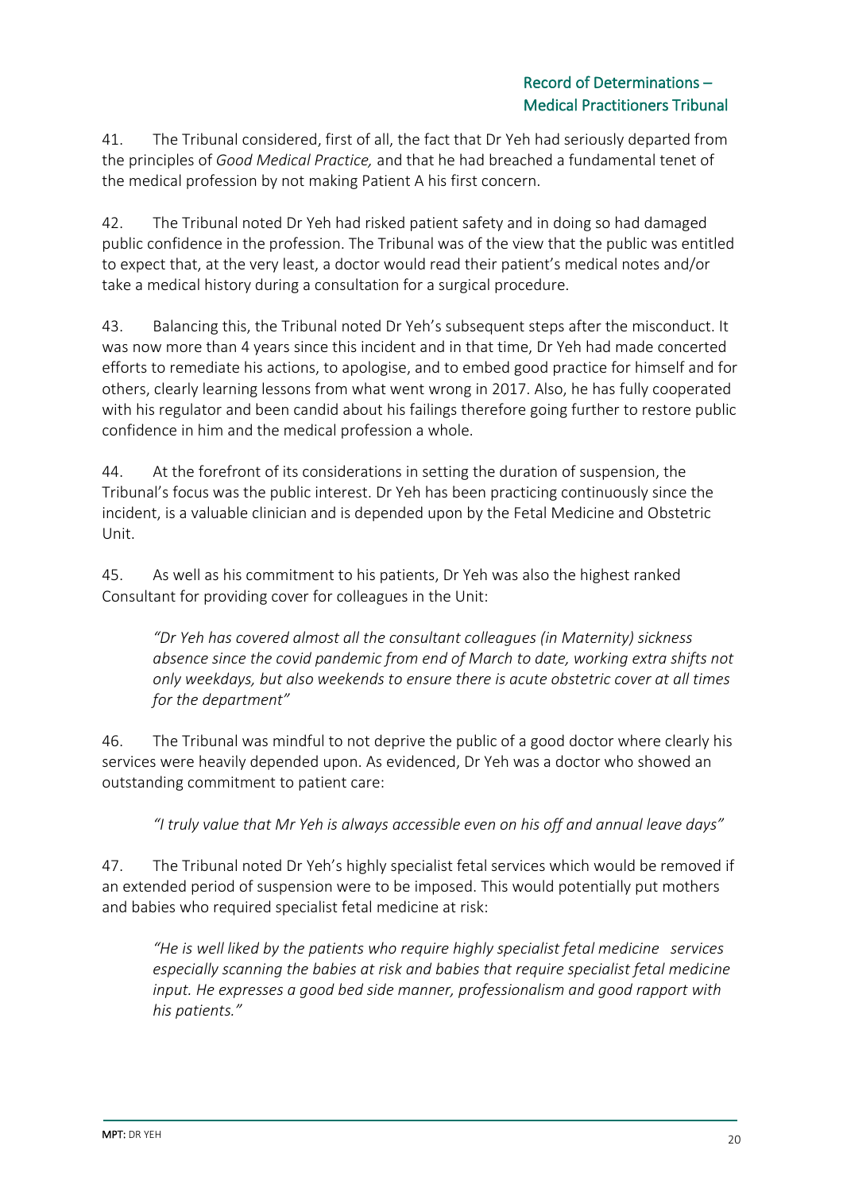41. The Tribunal considered, first of all, the fact that Dr Yeh had seriously departed from the principles of *Good Medical Practice,* and that he had breached a fundamental tenet of the medical profession by not making Patient A his first concern.

42. The Tribunal noted Dr Yeh had risked patient safety and in doing so had damaged public confidence in the profession. The Tribunal was of the view that the public was entitled to expect that, at the very least, a doctor would read their patient's medical notes and/or take a medical history during a consultation for a surgical procedure.

43. Balancing this, the Tribunal noted Dr Yeh's subsequent steps after the misconduct. It was now more than 4 years since this incident and in that time, Dr Yeh had made concerted efforts to remediate his actions, to apologise, and to embed good practice for himself and for others, clearly learning lessons from what went wrong in 2017. Also, he has fully cooperated with his regulator and been candid about his failings therefore going further to restore public confidence in him and the medical profession a whole.

44. At the forefront of its considerations in setting the duration of suspension, the Tribunal's focus was the public interest. Dr Yeh has been practicing continuously since the incident, is a valuable clinician and is depended upon by the Fetal Medicine and Obstetric Unit.

45. As well as his commitment to his patients, Dr Yeh was also the highest ranked Consultant for providing cover for colleagues in the Unit:

> *"Dr Yeh has covered almost all the consultant colleagues (in Maternity) sickness absence since the covid pandemic from end of March to date, working extra shifts not only weekdays, but also weekends to ensure there is acute obstetric cover at all times for the department"*

46. The Tribunal was mindful to not deprive the public of a good doctor where clearly his services were heavily depended upon. As evidenced, Dr Yeh was a doctor who showed an outstanding commitment to patient care:

> *"I truly value that Mr Yeh is always accessible even on his off and annual leave days"*

47. The Tribunal noted Dr Yeh's highly specialist fetal services which would be removed if an extended period of suspension were to be imposed. This would potentially put mothers and babies who required specialist fetal medicine at risk:

> *"He is well liked by the patients who require highly specialist fetal medicine services especially scanning the babies at risk and babies that require specialist fetal medicine input. He expresses a good bed side manner, professionalism and good rapport with his patients."*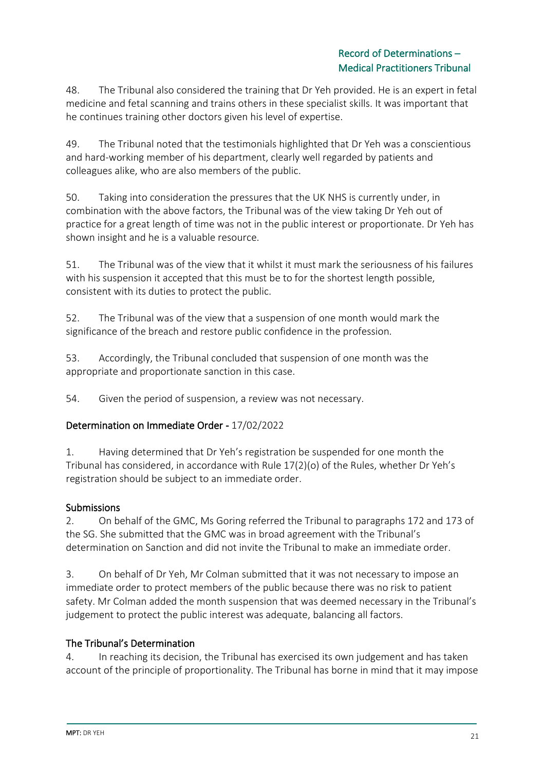48. The Tribunal also considered the training that Dr Yeh provided. He is an expert in fetal medicine and fetal scanning and trains others in these specialist skills. It was important that he continues training other doctors given his level of expertise.

49. The Tribunal noted that the testimonials highlighted that Dr Yeh was a conscientious and hard-working member of his department, clearly well regarded by patients and colleagues alike, who are also members of the public.

50. Taking into consideration the pressures that the UK NHS is currently under, in combination with the above factors, the Tribunal was of the view taking Dr Yeh out of practice for a great length of time was not in the public interest or proportionate. Dr Yeh has shown insight and he is a valuable resource.

51. The Tribunal was of the view that it whilst it must mark the seriousness of his failures with his suspension it accepted that this must be to for the shortest length possible, consistent with its duties to protect the public.

52. The Tribunal was of the view that a suspension of one month would mark the significance of the breach and restore public confidence in the profession.

53. Accordingly, the Tribunal concluded that suspension of one month was the appropriate and proportionate sanction in this case.

54. Given the period of suspension, a review was not necessary.

## Determination on Immediate Order - 17/02/2022

1. Having determined that Dr Yeh's registration be suspended for one month the Tribunal has considered, in accordance with Rule 17(2)(o) of the Rules, whether Dr Yeh's registration should be subject to an immediate order.

### Submissions

2. On behalf of the GMC, Ms Goring referred the Tribunal to paragraphs 172 and 173 of the SG. She submitted that the GMC was in broad agreement with the Tribunal's determination on Sanction and did not invite the Tribunal to make an immediate order.

3. On behalf of Dr Yeh, Mr Colman submitted that it was not necessary to impose an immediate order to protect members of the public because there was no risk to patient safety. Mr Colman added the month suspension that was deemed necessary in the Tribunal's judgement to protect the public interest was adequate, balancing all factors.

### The Tribunal's Determination

4. In reaching its decision, the Tribunal has exercised its own judgement and has taken account of the principle of proportionality. The Tribunal has borne in mind that it may impose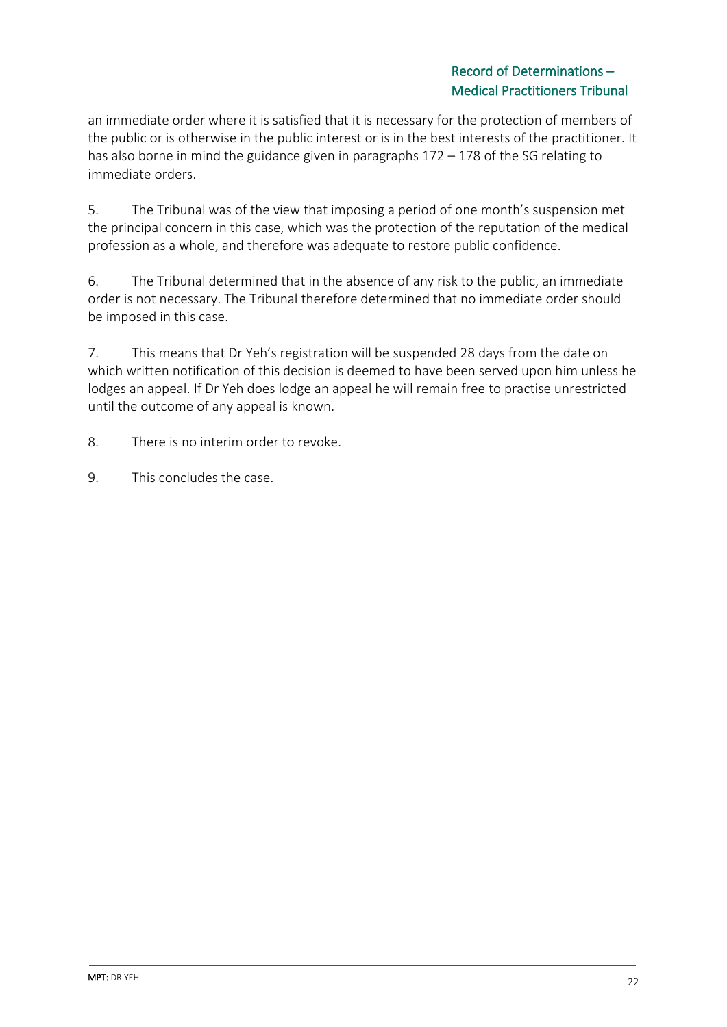an immediate order where it is satisfied that it is necessary for the protection of members of the public or is otherwise in the public interest or is in the best interests of the practitioner. It has also borne in mind the guidance given in paragraphs 172 – 178 of the SG relating to immediate orders.

5. The Tribunal was of the view that imposing a period of one month's suspension met the principal concern in this case, which was the protection of the reputation of the medical profession as a whole, and therefore was adequate to restore public confidence.

6. The Tribunal determined that in the absence of any risk to the public, an immediate order is not necessary. The Tribunal therefore determined that no immediate order should be imposed in this case.

7. This means that Dr Yeh's registration will be suspended 28 days from the date on which written notification of this decision is deemed to have been served upon him unless he lodges an appeal. If Dr Yeh does lodge an appeal he will remain free to practise unrestricted until the outcome of any appeal is known.

8. There is no interim order to revoke.

9. This concludes the case.